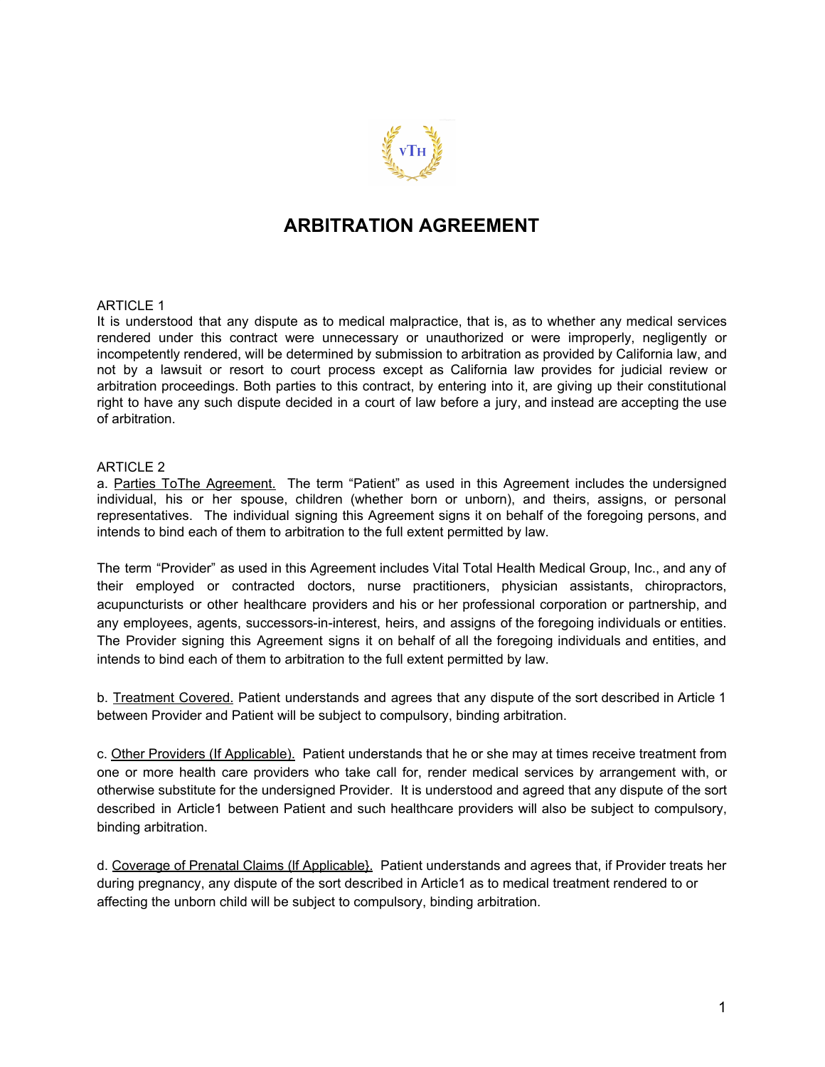# ARBITRATION AGREEMENT

ARTICLE 1

It is understood that any dispute as to medical malpractice, that is, as to whether any medical services rendered under this contract were unnecessary or unauthorized or were improperly, negligently or incompetently rendered, will be determined by submission to arbitration as provided by California law, and not by a lawsuit or resort to court process except as California law provides for judicial review or arbitration proceedings. Both parties to this contract, by entering into it, are giving up their constitutional right to have any such dispute decided in a court of law before a jury, and instead are accepting the use of arbitration.

ARTICLE 2

a. <u>Parties ToThe Agreement.</u> The term "Patient" as used in this Agreement includes the undersigned individual, his or her spouse, children (whether born or unborn), and theirs, assigns, or personal representatives. The individual signing this Agreement signs it on behalf of the foregoing persons, and intends to bind each of them to arbitration to the full extent permitted by law.

The term "Provider" as used in this Agreement includes Vital Total Health Medical Group, Inc., and any of their employed or contracted doctors, nurse practitioners, physician assistants, chiropractors, acupuncturists or other healthcare providers and his or her professional corporation or partnership, and any employees, agents, successors-in-interest, heirs, and assigns of the foregoing individuals or entities. The Provider signing this Agreement signs it on behalf of all the foregoing individuals and entities, and intends to bind each of them to arbitration to the full extent permitted by law.

b. <u>Treatment Covered.</u> Patient understands and agrees that any dispute of the sort described in Article 1 between Provider and Patient will be subject to compulsory, binding arbitration.

c. <u>Other Providers (If Applicable).</u> Patient understands that he or she may at times receive treatment from one or more health care providers who take call for, render medical services by arrangement with, or otherwise substitute for the undersigned Provider. It is understood and agreed that any dispute of the sort described in Article1 between Patient and such healthcare providers will also be subject to compulsory, binding arbitration.

d. <u>Coverage of Prenatal Claims (If Applicable}.</u> Patient understands and agrees that, if Provider treats her during pregnancy, any dispute of the sort described in Article1 as to medical treatment rendered to or affecting the unborn child will be subject to compulsory, binding arbitration.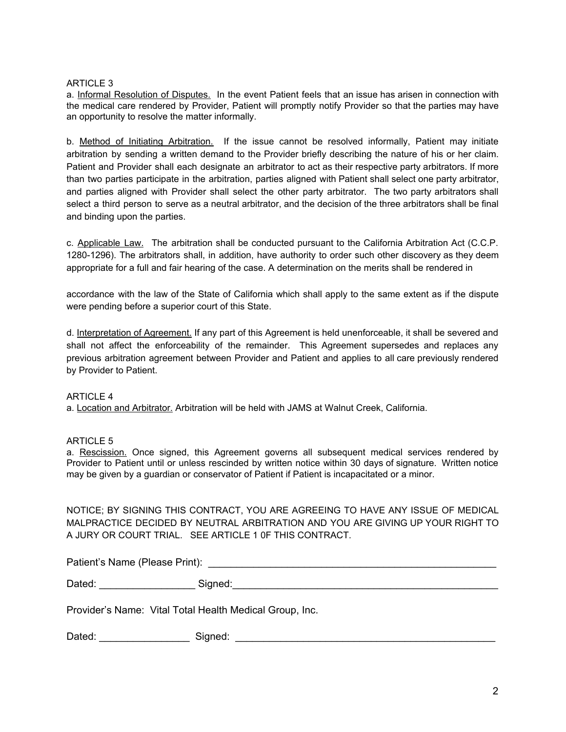ARTICLE 3

a. Informal Resolution of Disputes. In the event Patient feels that an issue has arisen in connection with the medical care rendered by Provider, Patient will promptly notify Provider so that the parties may have an opportunity to resolve the matter informally.

b. Method of Initiating Arbitration. If the issue cannot be resolved informally, Patient may initiate arbitration by sending a written demand to the Provider briefly describing the nature of his or her claim. Patient and Provider shall each designate an arbitrator to act as their respective party arbitrators. If more than two parties participate in the arbitration, parties aligned with Patient shall select one party arbitrator, and parties aligned with Provider shall select the other party arbitrator. The two party arbitrators shall select a third person to serve as a neutral arbitrator, and the decision of the three arbitrators shall be final and binding upon the parties.

c. Applicable Law. The arbitration shall be conducted pursuant to the California Arbitration Act (C.C.P. 1280-1296). The arbitrators shall, in addition, have authority to order such other discovery as they deem appropriate for a full and fair hearing of the case. A determination on the merits shall be rendered in accordance with the law of the State of California which shall apply to the same extent as if the dispute were pending before a superior court of this State.

d. Interpretation of Agreement. If any part of this Agreement is held unenforceable, it shall be severed and shall not affect the enforceability of the remainder. This Agreement supersedes and replaces any previous arbitration agreement between Provider and Patient and applies to all care previously rendered by Provider to Patient.

ARTICLE 4

a. Location and Arbitrator. Arbitration will be held with JAMS at Walnut Creek, California.

ARTICLE 5

a. Rescission. Once signed, this Agreement governs all subsequent medical services rendered by Provider to Patient until or unless rescinded by written notice within 30 days of signature. Written notice may be given by a guardian or conservator of Patient if Patient is incapacitated or a minor.

NOTICE; BY SIGNING THIS CONTRACT, YOU ARE AGREEING TO HAVE ANY ISSUE OF MEDICAL MALPRACTICE DECIDED BY NEUTRAL ARBITRATION AND YOU ARE GIVING UP YOUR RIGHT TO A JURY OR COURT TRIAL. SEE ARTICLE 1 0F THIS CONTRACT.

Patient's Name (Please Print): ______________________________________________________

Dated: _________________ Signed: __________________________________________________

Provider's Name: Vital Total Health Medical Group, Inc.

Dated: ________________ Signed: ________________________________________________